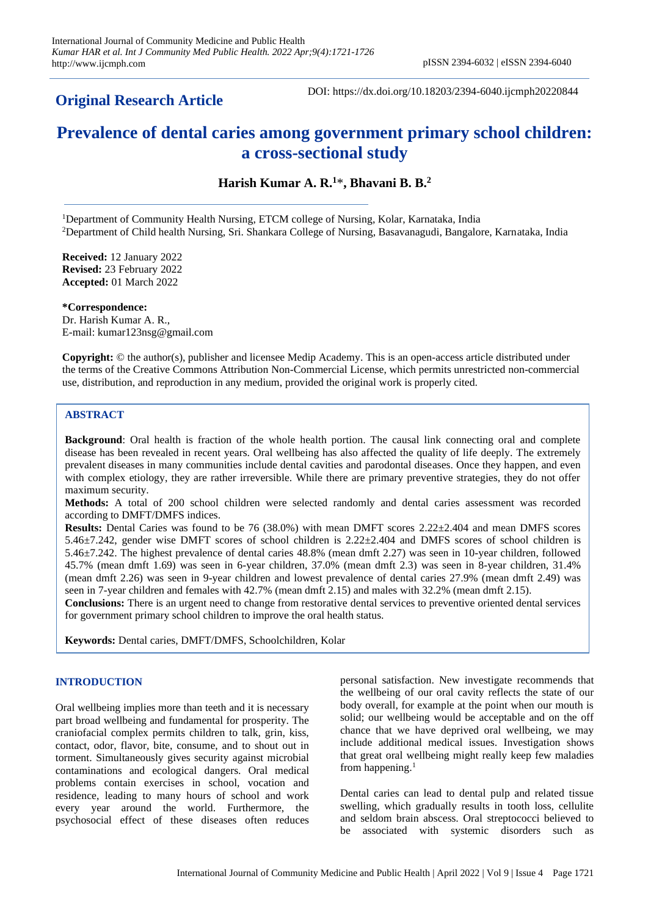**Original Research Article**

DOI: https://dx.doi.org/10.18203/2394-6040.ijcmph20220844

# Prevalence of dental caries among government primary school children: a cross-sectional study

**Harish Kumar A. R.[1]*, Bhavani B. B.[2]**

[1]Department of Community Health Nursing, ETCM college of Nursing, Kolar, Karnataka, India
[2]Department of Child health Nursing, Sri. Shankara College of Nursing, Basavanagudi, Bangalore, Karnataka, India

**Received:** 12 January 2022
**Revised:** 23 February 2022
**Accepted:** 01 March 2022

**\*Correspondence:**
Dr. Harish Kumar A. R.,
E-mail: kumar123nsg@gmail.com

**Copyright:** © the author(s), publisher and licensee Medip Academy. This is an open-access article distributed under the terms of the Creative Commons Attribution Non-Commercial License, which permits unrestricted non-commercial use, distribution, and reproduction in any medium, provided the original work is properly cited.

## ABSTRACT

**Background**: Oral health is fraction of the whole health portion. The causal link connecting oral and complete disease has been revealed in recent years. Oral wellbeing has also affected the quality of life deeply. The extremely prevalent diseases in many communities include dental cavities and parodontal diseases. Once they happen, and even with complex etiology, they are rather irreversible. While there are primary preventive strategies, they do not offer maximum security.

**Methods:** A total of 200 school children were selected randomly and dental caries assessment was recorded according to DMFT/DMFS indices.

**Results:** Dental Caries was found to be 76 (38.0%) with mean DMFT scores 2.22±2.404 and mean DMFS scores 5.46±7.242, gender wise DMFT scores of school children is 2.22±2.404 and DMFS scores of school children is 5.46±7.242. The highest prevalence of dental caries 48.8% (mean dmft 2.27) was seen in 10-year children, followed 45.7% (mean dmft 1.69) was seen in 6-year children, 37.0% (mean dmft 2.3) was seen in 8-year children, 31.4% (mean dmft 2.26) was seen in 9-year children and lowest prevalence of dental caries 27.9% (mean dmft 2.49) was seen in 7-year children and females with 42.7% (mean dmft 2.15) and males with 32.2% (mean dmft 2.15).

**Conclusions:** There is an urgent need to change from restorative dental services to preventive oriented dental services for government primary school children to improve the oral health status.

**Keywords:** Dental caries, DMFT/DMFS, Schoolchildren, Kolar

## INTRODUCTION

Oral wellbeing implies more than teeth and it is necessary part broad wellbeing and fundamental for prosperity. The craniofacial complex permits children to talk, grin, kiss, contact, odor, flavor, bite, consume, and to shout out in torment. Simultaneously gives security against microbial contaminations and ecological dangers. Oral medical problems contain exercises in school, vocation and residence, leading to many hours of school and work every year around the world. Furthermore, the psychosocial effect of these diseases often reduces personal satisfaction. New investigate recommends that the wellbeing of our oral cavity reflects the state of our body overall, for example at the point when our mouth is solid; our wellbeing would be acceptable and on the off chance that we have deprived oral wellbeing, we may include additional medical issues. Investigation shows that great oral wellbeing might really keep few maladies from happening.[1]

Dental caries can lead to dental pulp and related tissue swelling, which gradually results in tooth loss, cellulite and seldom brain abscess. Oral streptococci believed to be associated with systemic disorders such as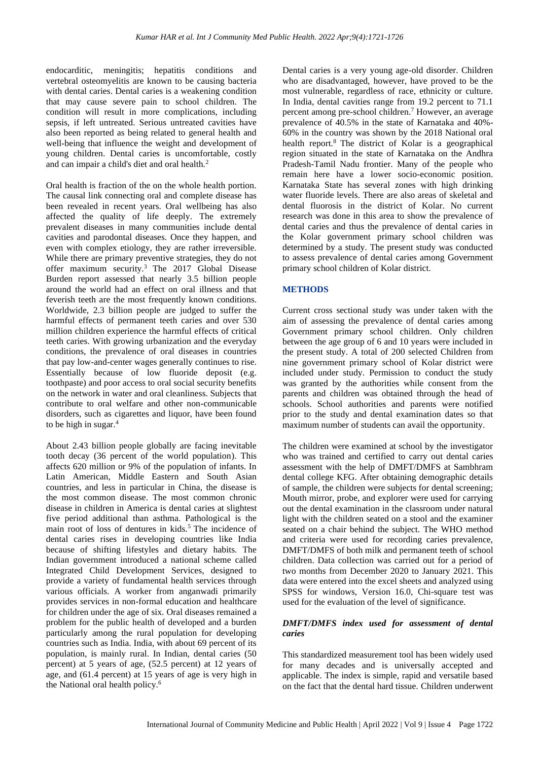endocarditic, meningitis; hepatitis conditions and vertebral osteomyelitis are known to be causing bacteria with dental caries. Dental caries is a weakening condition that may cause severe pain to school children. The condition will result in more complications, including sepsis, if left untreated. Serious untreated cavities have also been reported as being related to general health and well-being that influence the weight and development of young children. Dental caries is uncomfortable, costly and can impair a child's diet and oral health.[2]

Oral health is fraction of the on the whole health portion. The causal link connecting oral and complete disease has been revealed in recent years. Oral wellbeing has also affected the quality of life deeply. The extremely prevalent diseases in many communities include dental cavities and parodontal diseases. Once they happen, and even with complex etiology, they are rather irreversible. While there are primary preventive strategies, they do not offer maximum security.[3] The 2017 Global Disease Burden report assessed that nearly 3.5 billion people around the world had an effect on oral illness and that feverish teeth are the most frequently known conditions. Worldwide, 2.3 billion people are judged to suffer the harmful effects of permanent teeth caries and over 530 million children experience the harmful effects of critical teeth caries. With growing urbanization and the everyday conditions, the prevalence of oral diseases in countries that pay low-and-center wages generally continues to rise. Essentially because of low fluoride deposit (e.g. toothpaste) and poor access to oral social security benefits on the network in water and oral cleanliness. Subjects that contribute to oral welfare and other non-communicable disorders, such as cigarettes and liquor, have been found to be high in sugar.[4]

About 2.43 billion people globally are facing inevitable tooth decay (36 percent of the world population). This affects 620 million or 9% of the population of infants. In Latin American, Middle Eastern and South Asian countries, and less in particular in China, the disease is the most common disease. The most common chronic disease in children in America is dental caries at slightest five period additional than asthma. Pathological is the main root of loss of dentures in kids.[5] The incidence of dental caries rises in developing countries like India because of shifting lifestyles and dietary habits. The Indian government introduced a national scheme called Integrated Child Development Services, designed to provide a variety of fundamental health services through various officials. A worker from anganwadi primarily provides services in non-formal education and healthcare for children under the age of six. Oral diseases remained a problem for the public health of developed and a burden particularly among the rural population for developing countries such as India. India, with about 69 percent of its population, is mainly rural. In Indian, dental caries (50 percent) at 5 years of age, (52.5 percent) at 12 years of age, and (61.4 percent) at 15 years of age is very high in the National oral health policy.[6]

Dental caries is a very young age-old disorder. Children who are disadvantaged, however, have proved to be the most vulnerable, regardless of race, ethnicity or culture. In India, dental cavities range from 19.2 percent to 71.1 percent among pre-school children.[7] However, an average prevalence of 40.5% in the state of Karnataka and 40%-60% in the country was shown by the 2018 National oral health report.[8] The district of Kolar is a geographical region situated in the state of Karnataka on the Andhra Pradesh-Tamil Nadu frontier. Many of the people who remain here have a lower socio-economic position. Karnataka State has several zones with high drinking water fluoride levels. There are also areas of skeletal and dental fluorosis in the district of Kolar. No current research was done in this area to show the prevalence of dental caries and thus the prevalence of dental caries in the Kolar government primary school children was determined by a study. The present study was conducted to assess prevalence of dental caries among Government primary school children of Kolar district.

## METHODS

Current cross sectional study was under taken with the aim of assessing the prevalence of dental caries among Government primary school children. Only children between the age group of 6 and 10 years were included in the present study. A total of 200 selected Children from nine government primary school of Kolar district were included under study. Permission to conduct the study was granted by the authorities while consent from the parents and children was obtained through the head of schools. School authorities and parents were notified prior to the study and dental examination dates so that maximum number of students can avail the opportunity.

The children were examined at school by the investigator who was trained and certified to carry out dental caries assessment with the help of DMFT/DMFS at Sambhram dental college KFG. After obtaining demographic details of sample, the children were subjects for dental screening; Mouth mirror, probe, and explorer were used for carrying out the dental examination in the classroom under natural light with the children seated on a stool and the examiner seated on a chair behind the subject. The WHO method and criteria were used for recording caries prevalence, DMFT/DMFS of both milk and permanent teeth of school children. Data collection was carried out for a period of two months from December 2020 to January 2021. This data were entered into the excel sheets and analyzed using SPSS for windows, Version 16.0, Chi-square test was used for the evaluation of the level of significance.

### *DMFT/DMFS index used for assessment of dental caries*

This standardized measurement tool has been widely used for many decades and is universally accepted and applicable. The index is simple, rapid and versatile based on the fact that the dental hard tissue. Children underwent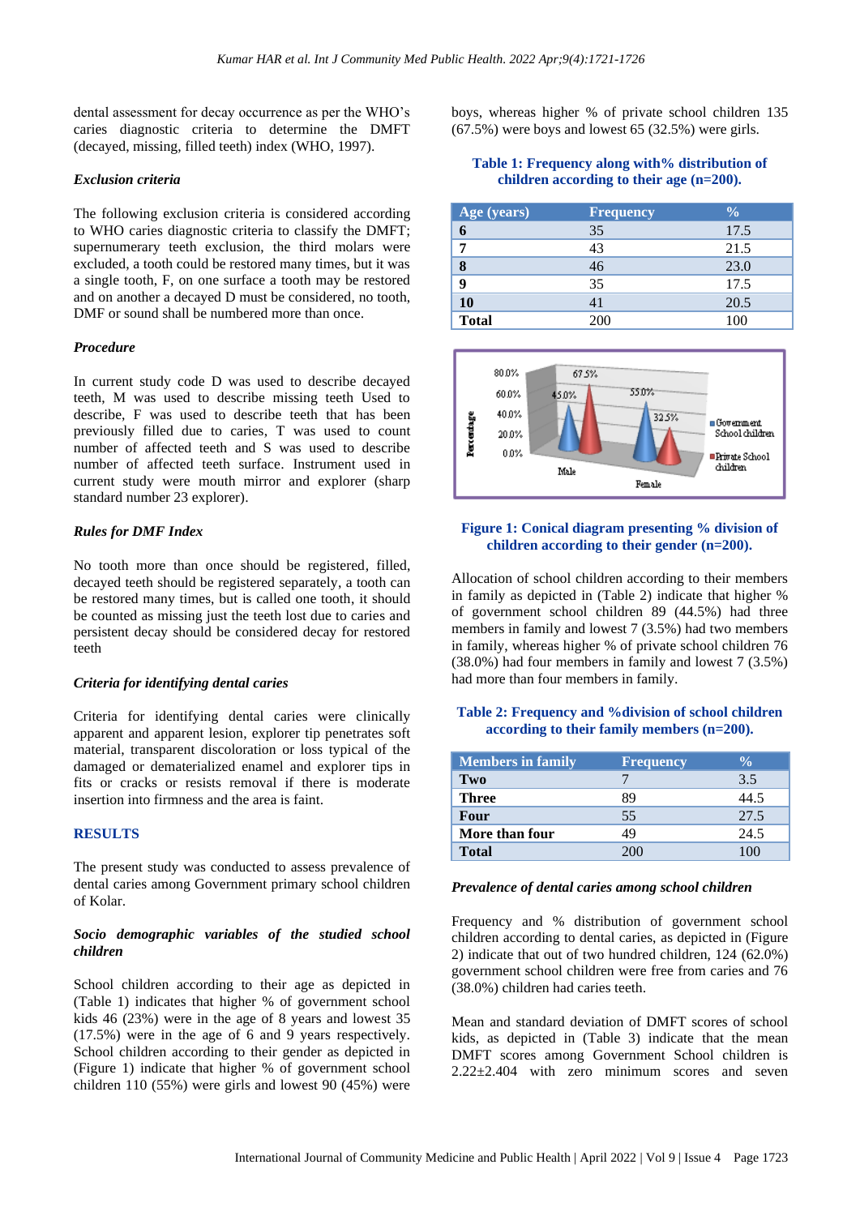dental assessment for decay occurrence as per the WHO's caries diagnostic criteria to determine the DMFT (decayed, missing, filled teeth) index (WHO, 1997).

### *Exclusion criteria*

The following exclusion criteria is considered according to WHO caries diagnostic criteria to classify the DMFT; supernumerary teeth exclusion, the third molars were excluded, a tooth could be restored many times, but it was a single tooth, F, on one surface a tooth may be restored and on another a decayed D must be considered, no tooth, DMF or sound shall be numbered more than once.

### *Procedure*

In current study code D was used to describe decayed teeth, M was used to describe missing teeth Used to describe, F was used to describe teeth that has been previously filled due to caries, T was used to count number of affected teeth and S was used to describe number of affected teeth surface. Instrument used in current study were mouth mirror and explorer (sharp standard number 23 explorer).

### *Rules for DMF Index*

No tooth more than once should be registered, filled, decayed teeth should be registered separately, a tooth can be restored many times, but is called one tooth, it should be counted as missing just the teeth lost due to caries and persistent decay should be considered decay for restored teeth

### *Criteria for identifying dental caries*

Criteria for identifying dental caries were clinically apparent and apparent lesion, explorer tip penetrates soft material, transparent discoloration or loss typical of the damaged or dematerialized enamel and explorer tips in fits or cracks or resists removal if there is moderate insertion into firmness and the area is faint.

## RESULTS

The present study was conducted to assess prevalence of dental caries among Government primary school children of Kolar.

### *Socio demographic variables of the studied school children*

School children according to their age as depicted in (Table 1) indicates that higher % of government school kids 46 (23%) were in the age of 8 years and lowest 35 (17.5%) were in the age of 6 and 9 years respectively. School children according to their gender as depicted in (Figure 1) indicate that higher % of government school children 110 (55%) were girls and lowest 90 (45%) were boys, whereas higher % of private school children 135 (67.5%) were boys and lowest 65 (32.5%) were girls.

**Table 1: Frequency along with% distribution of children according to their age (n=200).**

| Age (years) | Frequency | % |
|---|---|---|
| **6** | 35 | 17.5 |
| **7** | 43 | 21.5 |
| **8** | 46 | 23.0 |
| **9** | 35 | 17.5 |
| **10** | 41 | 20.5 |
| **Total** | 200 | 100 |

**Figure 1: Conical diagram presenting % division of children according to their gender (n=200).**

Allocation of school children according to their members in family as depicted in (Table 2) indicate that higher % of government school children 89 (44.5%) had three members in family and lowest 7 (3.5%) had two members in family, whereas higher % of private school children 76 (38.0%) had four members in family and lowest 7 (3.5%) had more than four members in family.

**Table 2: Frequency and %division of school children according to their family members (n=200).**

| Members in family | Frequency | % |
|---|---|---|
| **Two** | 7 | 3.5 |
| **Three** | 89 | 44.5 |
| **Four** | 55 | 27.5 |
| **More than four** | 49 | 24.5 |
| **Total** | 200 | 100 |

### *Prevalence of dental caries among school children*

Frequency and % distribution of government school children according to dental caries, as depicted in (Figure 2) indicate that out of two hundred children, 124 (62.0%) government school children were free from caries and 76 (38.0%) children had caries teeth.

Mean and standard deviation of DMFT scores of school kids, as depicted in (Table 3) indicate that the mean DMFT scores among Government School children is 2.22±2.404 with zero minimum scores and seven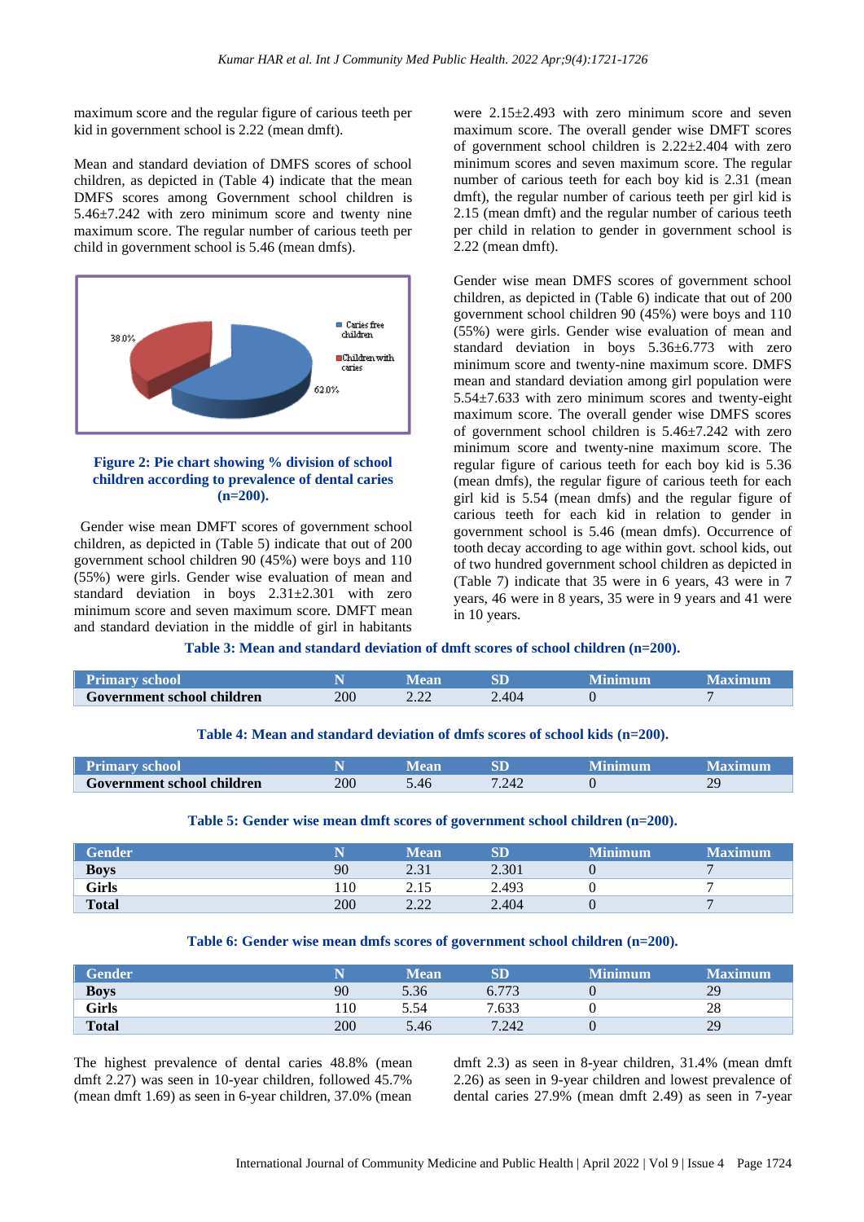maximum score and the regular figure of carious teeth per kid in government school is 2.22 (mean dmft).

Mean and standard deviation of DMFS scores of school children, as depicted in (Table 4) indicate that the mean DMFS scores among Government school children is 5.46±7.242 with zero minimum score and twenty nine maximum score. The regular number of carious teeth per child in government school is 5.46 (mean dmfs).

**Figure 2: Pie chart showing % division of school children according to prevalence of dental caries (n=200).**

Gender wise mean DMFT scores of government school children, as depicted in (Table 5) indicate that out of 200 government school children 90 (45%) were boys and 110 (55%) were girls. Gender wise evaluation of mean and standard deviation in boys 2.31±2.301 with zero minimum score and seven maximum score. DMFT mean and standard deviation in the middle of girl in habitants were 2.15±2.493 with zero minimum score and seven maximum score. The overall gender wise DMFT scores of government school children is 2.22±2.404 with zero minimum scores and seven maximum score. The regular number of carious teeth for each boy kid is 2.31 (mean dmft), the regular number of carious teeth per girl kid is 2.15 (mean dmft) and the regular number of carious teeth per child in relation to gender in government school is 2.22 (mean dmft).

Gender wise mean DMFS scores of government school children, as depicted in (Table 6) indicate that out of 200 government school children 90 (45%) were boys and 110 (55%) were girls. Gender wise evaluation of mean and standard deviation in boys 5.36±6.773 with zero minimum score and twenty-nine maximum score. DMFS mean and standard deviation among girl population were 5.54±7.633 with zero minimum scores and twenty-eight maximum score. The overall gender wise DMFS scores of government school children is 5.46±7.242 with zero minimum score and twenty-nine maximum score. The regular figure of carious teeth for each boy kid is 5.36 (mean dmfs), the regular figure of carious teeth for each girl kid is 5.54 (mean dmfs) and the regular figure of carious teeth for each kid in relation to gender in government school is 5.46 (mean dmfs). Occurrence of tooth decay according to age within govt. school kids, out of two hundred government school children as depicted in (Table 7) indicate that 35 were in 6 years, 43 were in 7 years, 46 were in 8 years, 35 were in 9 years and 41 were in 10 years.

**Table 3: Mean and standard deviation of dmft scores of school children (n=200).**

| Primary school | N | Mean | SD | Minimum | Maximum |
|---|---|---|---|---|---|
| **Government school children** | 200 | 2.22 | 2.404 | 0 | 7 |

**Table 4: Mean and standard deviation of dmfs scores of school kids (n=200).**

| Primary school | N | Mean | SD | Minimum | Maximum |
|---|---|---|---|---|---|
| **Government school children** | 200 | 5.46 | 7.242 | 0 | 29 |

**Table 5: Gender wise mean dmft scores of government school children (n=200).**

| Gender | N | Mean | SD | Minimum | Maximum |
|---|---|---|---|---|---|
| **Boys** | 90 | 2.31 | 2.301 | 0 | 7 |
| **Girls** | 110 | 2.15 | 2.493 | 0 | 7 |
| **Total** | 200 | 2.22 | 2.404 | 0 | 7 |

**Table 6: Gender wise mean dmfs scores of government school children (n=200).**

| Gender | N | Mean | SD | Minimum | Maximum |
|---|---|---|---|---|---|
| **Boys** | 90 | 5.36 | 6.773 | 0 | 29 |
| **Girls** | 110 | 5.54 | 7.633 | 0 | 28 |
| **Total** | 200 | 5.46 | 7.242 | 0 | 29 |

The highest prevalence of dental caries 48.8% (mean dmft 2.27) was seen in 10-year children, followed 45.7% (mean dmft 1.69) as seen in 6-year children, 37.0% (mean dmft 2.3) as seen in 8-year children, 31.4% (mean dmft 2.26) as seen in 9-year children and lowest prevalence of dental caries 27.9% (mean dmft 2.49) as seen in 7-year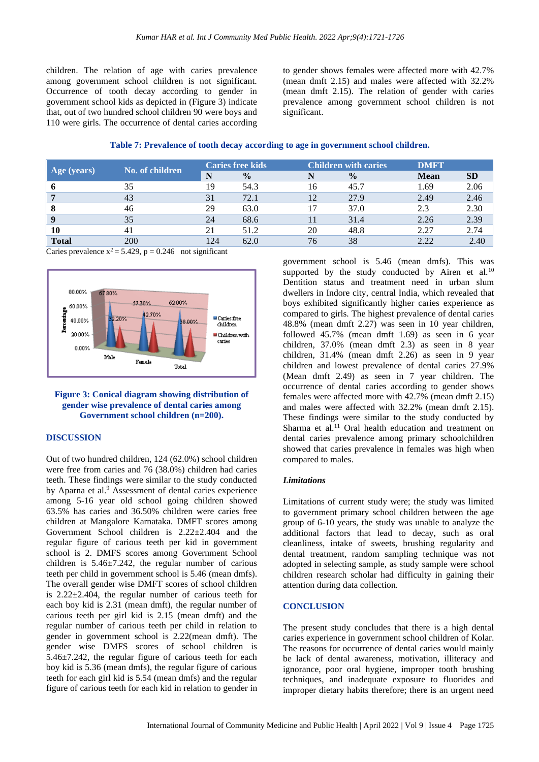children. The relation of age with caries prevalence among government school children is not significant. Occurrence of tooth decay according to gender in government school kids as depicted in (Figure 3) indicate that, out of two hundred school children 90 were boys and 110 were girls. The occurrence of dental caries according to gender shows females were affected more with 42.7% (mean dmft 2.15) and males were affected with 32.2% (mean dmft 2.15). The relation of gender with caries prevalence among government school children is not significant.

**Table 7: Prevalence of tooth decay according to age in government school children.**

| Age (years) | No. of children | Caries free kids | | Children with caries | | DMFT | |
|---|---|---|---|---|---|---|---|
| | | N | % | N | % | Mean | SD |
| **6** | 35 | 19 | 54.3 | 16 | 45.7 | 1.69 | 2.06 |
| **7** | 43 | 31 | 72.1 | 12 | 27.9 | 2.49 | 2.46 |
| **8** | 46 | 29 | 63.0 | 17 | 37.0 | 2.3 | 2.30 |
| **9** | 35 | 24 | 68.6 | 11 | 31.4 | 2.26 | 2.39 |
| **10** | 41 | 21 | 51.2 | 20 | 48.8 | 2.27 | 2.74 |
| **Total** | 200 | 124 | 62.0 | 76 | 38 | 2.22 | 2.40 |

Caries prevalence $x^2 = 5.429$, $p = 0.246$ not significant

**Figure 3: Conical diagram showing distribution of gender wise prevalence of dental caries among Government school children (n=200).**

## DISCUSSION

Out of two hundred children, 124 (62.0%) school children were free from caries and 76 (38.0%) children had caries teeth. These findings were similar to the study conducted by Aparna et al.[9] Assessment of dental caries experience among 5-16 year old school going children showed 63.5% has caries and 36.50% children were caries free children at Mangalore Karnataka. DMFT scores among Government School children is 2.22±2.404 and the regular figure of carious teeth per kid in government school is 2. DMFS scores among Government School children is 5.46±7.242, the regular number of carious teeth per child in government school is 5.46 (mean dmfs). The overall gender wise DMFT scores of school children is 2.22±2.404, the regular number of carious teeth for each boy kid is 2.31 (mean dmft), the regular number of carious teeth per girl kid is 2.15 (mean dmft) and the regular number of carious teeth per child in relation to gender in government school is 2.22(mean dmft). The gender wise DMFS scores of school children is 5.46±7.242, the regular figure of carious teeth for each boy kid is 5.36 (mean dmfs), the regular figure of carious teeth for each girl kid is 5.54 (mean dmfs) and the regular figure of carious teeth for each kid in relation to gender in government school is 5.46 (mean dmfs). This was supported by the study conducted by Airen et al.[10] Dentition status and treatment need in urban slum dwellers in Indore city, central India, which revealed that boys exhibited significantly higher caries experience as compared to girls. The highest prevalence of dental caries 48.8% (mean dmft 2.27) was seen in 10 year children, followed 45.7% (mean dmft 1.69) as seen in 6 year children, 37.0% (mean dmft 2.3) as seen in 8 year children, 31.4% (mean dmft 2.26) as seen in 9 year children and lowest prevalence of dental caries 27.9% (Mean dmft 2.49) as seen in 7 year children. The occurrence of dental caries according to gender shows females were affected more with 42.7% (mean dmft 2.15) and males were affected with 32.2% (mean dmft 2.15). These findings were similar to the study conducted by Sharma et al.[11] Oral health education and treatment on dental caries prevalence among primary schoolchildren showed that caries prevalence in females was high when compared to males.

### *Limitations*

Limitations of current study were; the study was limited to government primary school children between the age group of 6-10 years, the study was unable to analyze the additional factors that lead to decay, such as oral cleanliness, intake of sweets, brushing regularity and dental treatment, random sampling technique was not adopted in selecting sample, as study sample were school children research scholar had difficulty in gaining their attention during data collection.

## CONCLUSION

The present study concludes that there is a high dental caries experience in government school children of Kolar. The reasons for occurrence of dental caries would mainly be lack of dental awareness, motivation, illiteracy and ignorance, poor oral hygiene, improper tooth brushing techniques, and inadequate exposure to fluorides and improper dietary habits therefore; there is an urgent need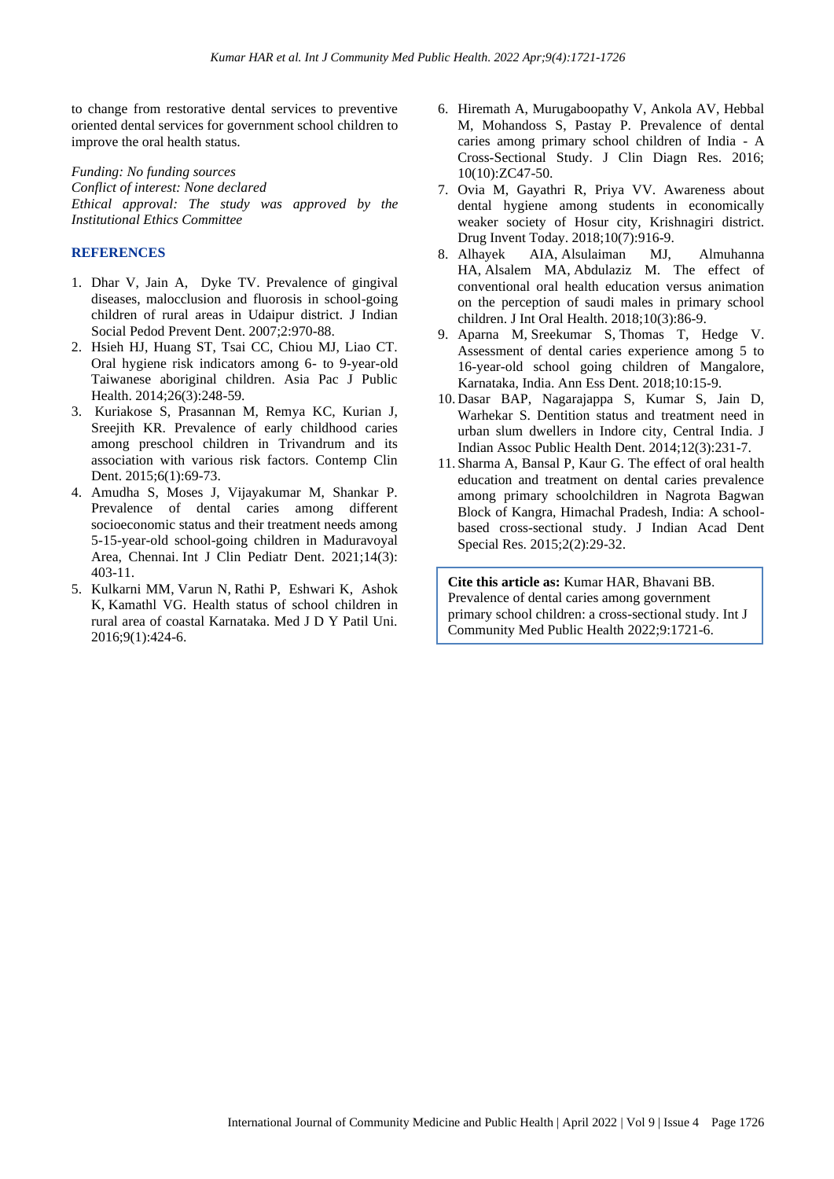to change from restorative dental services to preventive oriented dental services for government school children to improve the oral health status.

*Funding: No funding sources*
*Conflict of interest: None declared*
*Ethical approval: The study was approved by the Institutional Ethics Committee*

## REFERENCES

1. Dhar V, Jain A, Dyke TV. Prevalence of gingival diseases, malocclusion and fluorosis in school-going children of rural areas in Udaipur district. J Indian Social Pedod Prevent Dent. 2007;2:970-88.
2. Hsieh HJ, Huang ST, Tsai CC, Chiou MJ, Liao CT. Oral hygiene risk indicators among 6- to 9-year-old Taiwanese aboriginal children. Asia Pac J Public Health. 2014;26(3):248-59.
3. Kuriakose S, Prasannan M, Remya KC, Kurian J, Sreejith KR. Prevalence of early childhood caries among preschool children in Trivandrum and its association with various risk factors. Contemp Clin Dent. 2015;6(1):69-73.
4. Amudha S, Moses J, Vijayakumar M, Shankar P. Prevalence of dental caries among different socioeconomic status and their treatment needs among 5-15-year-old school-going children in Maduravoyal Area, Chennai. Int J Clin Pediatr Dent. 2021;14(3):403-11.
5. Kulkarni MM, Varun N, Rathi P, Eshwari K, Ashok K, Kamathl VG. Health status of school children in rural area of coastal Karnataka. Med J D Y Patil Uni. 2016;9(1):424-6.
6. Hiremath A, Murugaboopathy V, Ankola AV, Hebbal M, Mohandoss S, Pastay P. Prevalence of dental caries among primary school children of India - A Cross-Sectional Study. J Clin Diagn Res. 2016;10(10):ZC47-50.
7. Ovia M, Gayathri R, Priya VV. Awareness about dental hygiene among students in economically weaker society of Hosur city, Krishnagiri district. Drug Invent Today. 2018;10(7):916-9.
8. Alhayek AIA, Alsulaiman MJ, Almuhanna HA, Alsalem MA, Abdulaziz M. The effect of conventional oral health education versus animation on the perception of saudi males in primary school children. J Int Oral Health. 2018;10(3):86-9.
9. Aparna M, Sreekumar S, Thomas T, Hedge V. Assessment of dental caries experience among 5 to 16-year-old school going children of Mangalore, Karnataka, India. Ann Ess Dent. 2018;10:15-9.
10. Dasar BAP, Nagarajappa S, Kumar S, Jain D, Warhekar S. Dentition status and treatment need in urban slum dwellers in Indore city, Central India. J Indian Assoc Public Health Dent. 2014;12(3):231-7.
11. Sharma A, Bansal P, Kaur G. The effect of oral health education and treatment on dental caries prevalence among primary schoolchildren in Nagrota Bagwan Block of Kangra, Himachal Pradesh, India: A school-based cross-sectional study. J Indian Acad Dent Special Res. 2015;2(2):29-32.

**Cite this article as:** Kumar HAR, Bhavani BB. Prevalence of dental caries among government primary school children: a cross-sectional study. Int J Community Med Public Health 2022;9:1721-6.